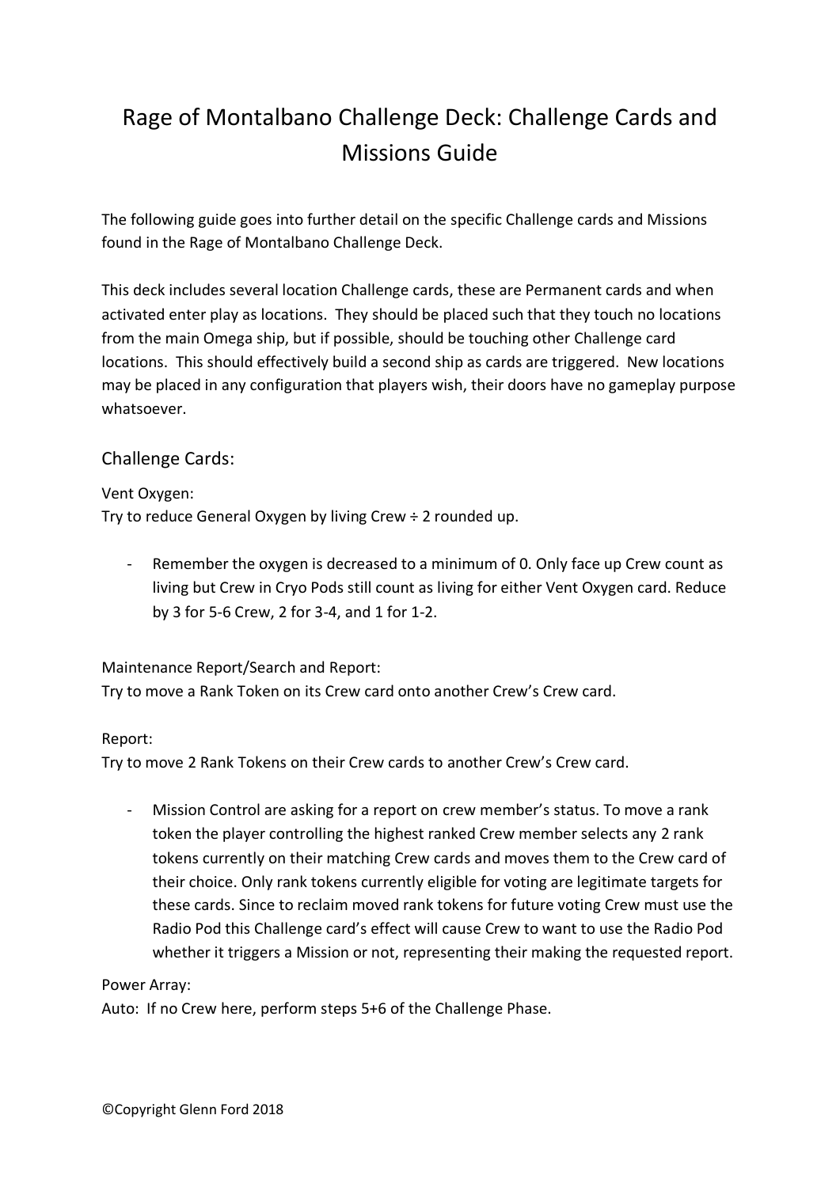# Rage of Montalbano Challenge Deck: Challenge Cards and Missions Guide

The following guide goes into further detail on the specific Challenge cards and Missions found in the Rage of Montalbano Challenge Deck.

This deck includes several location Challenge cards, these are Permanent cards and when activated enter play as locations. They should be placed such that they touch no locations from the main Omega ship, but if possible, should be touching other Challenge card locations. This should effectively build a second ship as cards are triggered. New locations may be placed in any configuration that players wish, their doors have no gameplay purpose whatsoever.

## Challenge Cards:

Vent Oxygen:
Try to reduce General Oxygen by living Crew ÷ 2 rounded up.

- Remember the oxygen is decreased to a minimum of 0. Only face up Crew count as living but Crew in Cryo Pods still count as living for either Vent Oxygen card. Reduce by 3 for 5-6 Crew, 2 for 3-4, and 1 for 1-2.

Maintenance Report/Search and Report:
Try to move a Rank Token on its Crew card onto another Crew's Crew card.

Report:
Try to move 2 Rank Tokens on their Crew cards to another Crew's Crew card.

- Mission Control are asking for a report on crew member's status. To move a rank token the player controlling the highest ranked Crew member selects any 2 rank tokens currently on their matching Crew cards and moves them to the Crew card of their choice. Only rank tokens currently eligible for voting are legitimate targets for these cards. Since to reclaim moved rank tokens for future voting Crew must use the Radio Pod this Challenge card's effect will cause Crew to want to use the Radio Pod whether it triggers a Mission or not, representing their making the requested report.

Power Array:
Auto: If no Crew here, perform steps 5+6 of the Challenge Phase.

©Copyright Glenn Ford 2018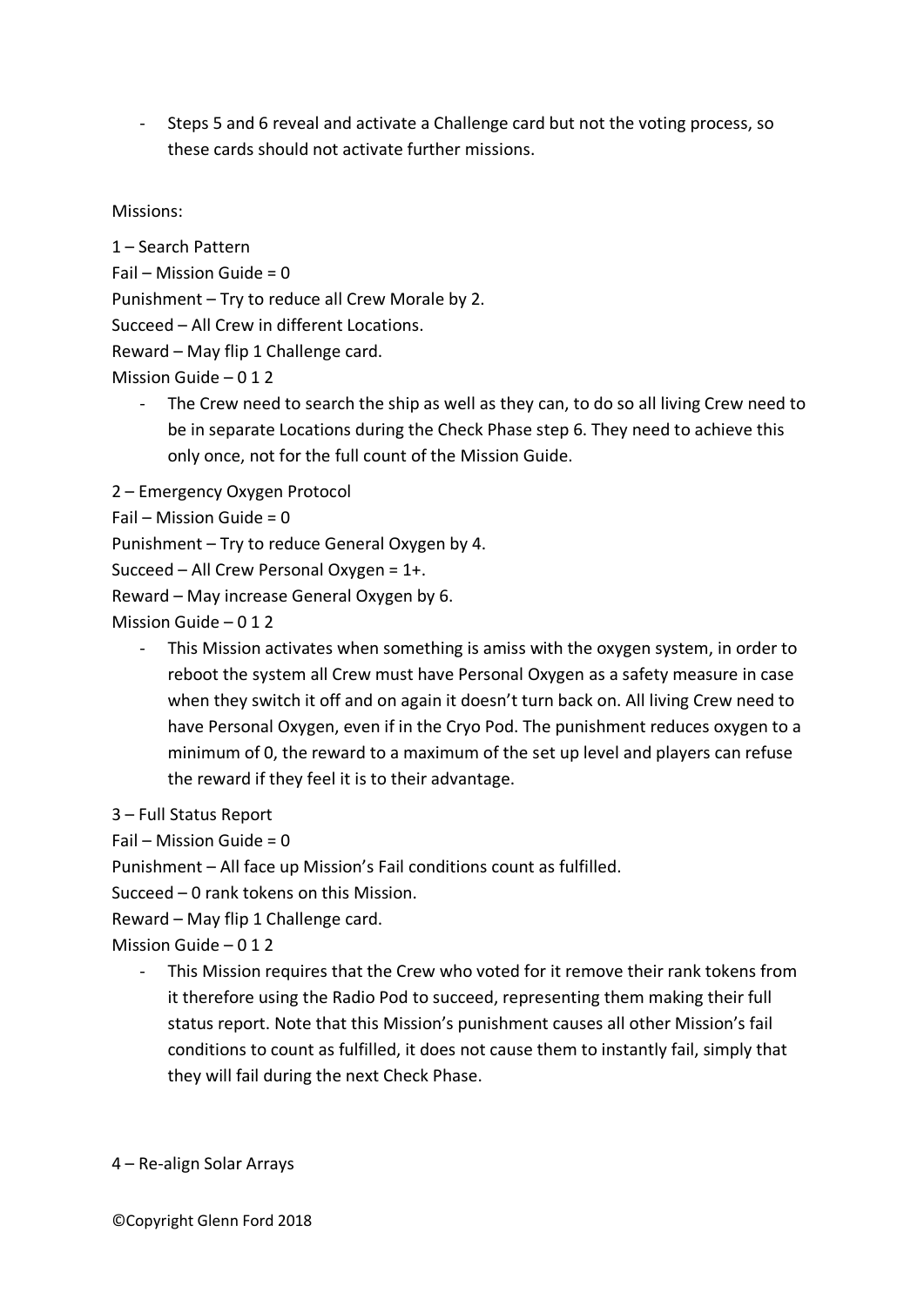- Steps 5 and 6 reveal and activate a Challenge card but not the voting process, so these cards should not activate further missions.

Missions:

1 – Search Pattern

Fail – Mission Guide = 0

Punishment – Try to reduce all Crew Morale by 2.

Succeed – All Crew in different Locations.

Reward – May flip 1 Challenge card.

Mission Guide – 0 1 2

- The Crew need to search the ship as well as they can, to do so all living Crew need to be in separate Locations during the Check Phase step 6. They need to achieve this only once, not for the full count of the Mission Guide.

2 – Emergency Oxygen Protocol

Fail – Mission Guide = 0

Punishment – Try to reduce General Oxygen by 4.

Succeed – All Crew Personal Oxygen = 1+.

Reward – May increase General Oxygen by 6.

Mission Guide – 0 1 2

- This Mission activates when something is amiss with the oxygen system, in order to reboot the system all Crew must have Personal Oxygen as a safety measure in case when they switch it off and on again it doesn't turn back on. All living Crew need to have Personal Oxygen, even if in the Cryo Pod. The punishment reduces oxygen to a minimum of 0, the reward to a maximum of the set up level and players can refuse the reward if they feel it is to their advantage.

3 – Full Status Report

Fail – Mission Guide = 0

Punishment – All face up Mission's Fail conditions count as fulfilled.

Succeed – 0 rank tokens on this Mission.

Reward – May flip 1 Challenge card.

Mission Guide – 0 1 2

- This Mission requires that the Crew who voted for it remove their rank tokens from it therefore using the Radio Pod to succeed, representing them making their full status report. Note that this Mission's punishment causes all other Mission's fail conditions to count as fulfilled, it does not cause them to instantly fail, simply that they will fail during the next Check Phase.

4 – Re-align Solar Arrays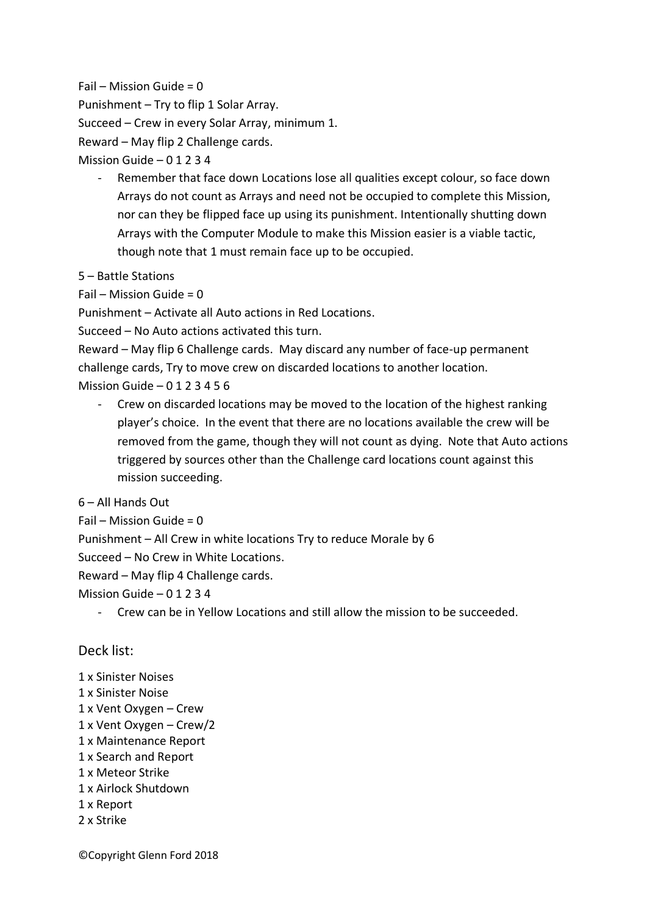Fail – Mission Guide = 0

Punishment – Try to flip 1 Solar Array.

Succeed – Crew in every Solar Array, minimum 1.

Reward – May flip 2 Challenge cards.

Mission Guide – 0 1 2 3 4

- Remember that face down Locations lose all qualities except colour, so face down Arrays do not count as Arrays and need not be occupied to complete this Mission, nor can they be flipped face up using its punishment. Intentionally shutting down Arrays with the Computer Module to make this Mission easier is a viable tactic, though note that 1 must remain face up to be occupied.

5 – Battle Stations

Fail – Mission Guide = 0

Punishment – Activate all Auto actions in Red Locations.

Succeed – No Auto actions activated this turn.

Reward – May flip 6 Challenge cards. May discard any number of face-up permanent challenge cards, Try to move crew on discarded locations to another location.

Mission Guide – 0 1 2 3 4 5 6

- Crew on discarded locations may be moved to the location of the highest ranking player's choice. In the event that there are no locations available the crew will be removed from the game, though they will not count as dying. Note that Auto actions triggered by sources other than the Challenge card locations count against this mission succeeding.

6 – All Hands Out

Fail – Mission Guide = 0

Punishment – All Crew in white locations Try to reduce Morale by 6

Succeed – No Crew in White Locations.

Reward – May flip 4 Challenge cards.

Mission Guide – 0 1 2 3 4

- Crew can be in Yellow Locations and still allow the mission to be succeeded.

## Deck list:

1 x Sinister Noises
1 x Sinister Noise
1 x Vent Oxygen – Crew
1 x Vent Oxygen – Crew/2
1 x Maintenance Report
1 x Search and Report
1 x Meteor Strike
1 x Airlock Shutdown
1 x Report
2 x Strike

©Copyright Glenn Ford 2018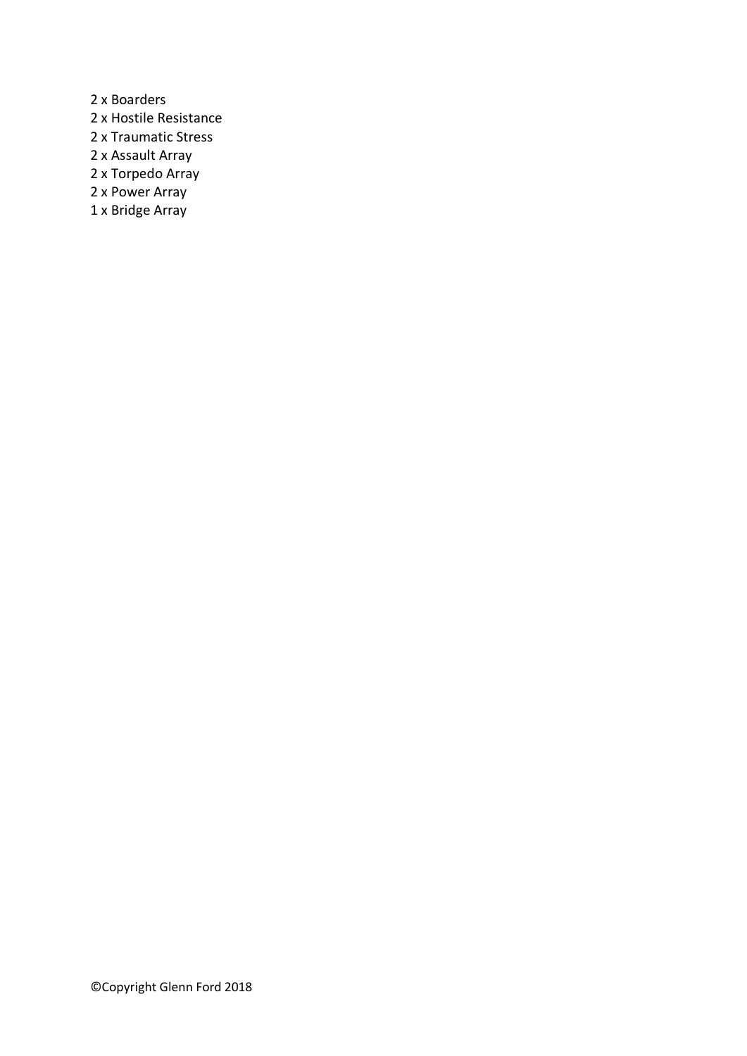2 x Boarders
2 x Hostile Resistance
2 x Traumatic Stress
2 x Assault Array
2 x Torpedo Array
2 x Power Array
1 x Bridge Array

©Copyright Glenn Ford 2018